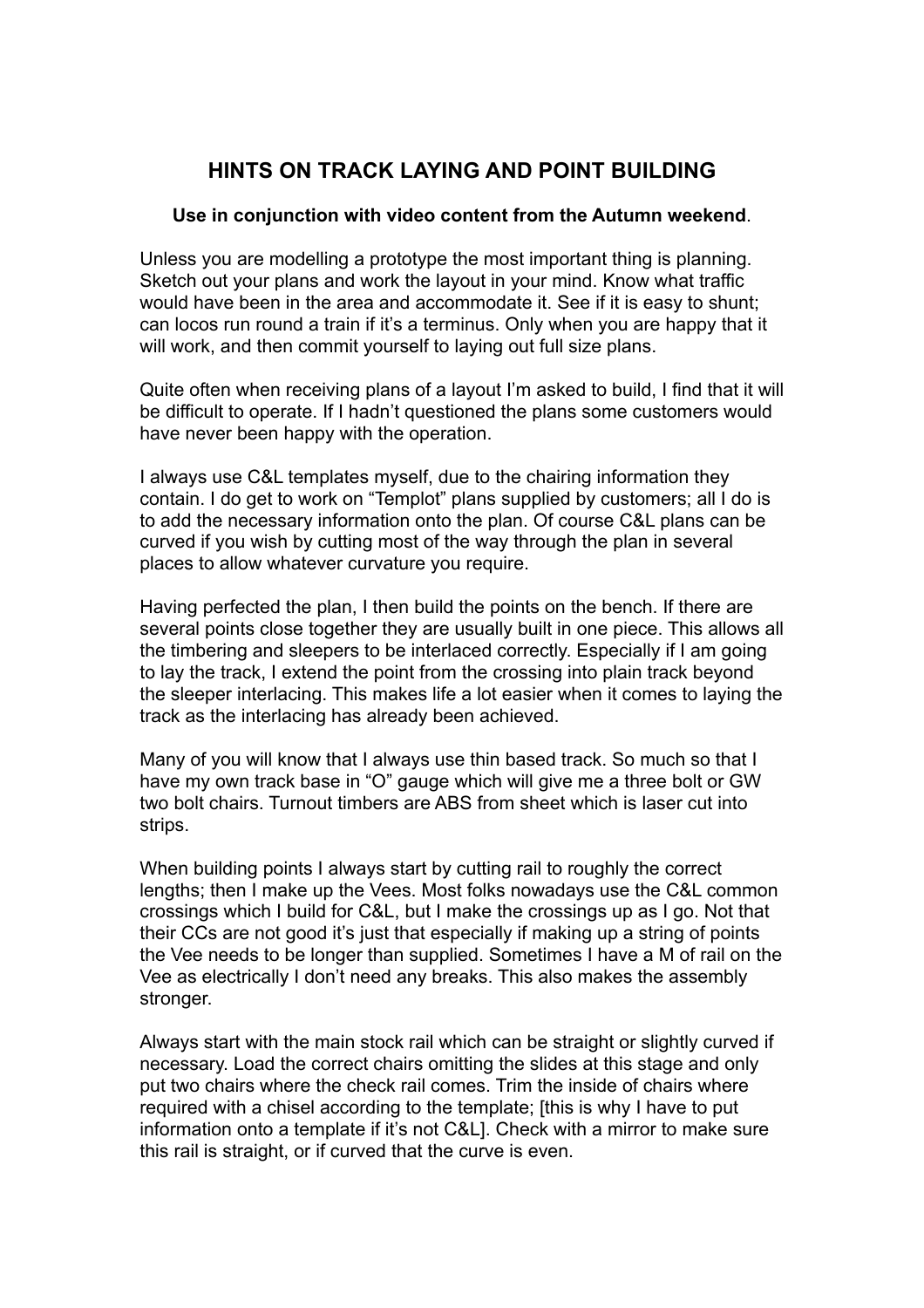# HINTS ON TRACK LAYING AND POINT BUILDING

**Use in conjunction with video content from the Autumn weekend**.

Unless you are modelling a prototype the most important thing is planning. Sketch out your plans and work the layout in your mind. Know what traffic would have been in the area and accommodate it. See if it is easy to shunt; can locos run round a train if it's a terminus. Only when you are happy that it will work, and then commit yourself to laying out full size plans.

Quite often when receiving plans of a layout I'm asked to build, I find that it will be difficult to operate. If I hadn't questioned the plans some customers would have never been happy with the operation.

I always use C&L templates myself, due to the chairing information they contain. I do get to work on "Templot" plans supplied by customers; all I do is to add the necessary information onto the plan. Of course C&L plans can be curved if you wish by cutting most of the way through the plan in several places to allow whatever curvature you require.

Having perfected the plan, I then build the points on the bench. If there are several points close together they are usually built in one piece. This allows all the timbering and sleepers to be interlaced correctly. Especially if I am going to lay the track, I extend the point from the crossing into plain track beyond the sleeper interlacing. This makes life a lot easier when it comes to laying the track as the interlacing has already been achieved.

Many of you will know that I always use thin based track. So much so that I have my own track base in "O" gauge which will give me a three bolt or GW two bolt chairs. Turnout timbers are ABS from sheet which is laser cut into strips.

When building points I always start by cutting rail to roughly the correct lengths; then I make up the Vees. Most folks nowadays use the C&L common crossings which I build for C&L, but I make the crossings up as I go. Not that their CCs are not good it's just that especially if making up a string of points the Vee needs to be longer than supplied. Sometimes I have a M of rail on the Vee as electrically I don't need any breaks. This also makes the assembly stronger.

Always start with the main stock rail which can be straight or slightly curved if necessary. Load the correct chairs omitting the slides at this stage and only put two chairs where the check rail comes. Trim the inside of chairs where required with a chisel according to the template; [this is why I have to put information onto a template if it's not C&L]. Check with a mirror to make sure this rail is straight, or if curved that the curve is even.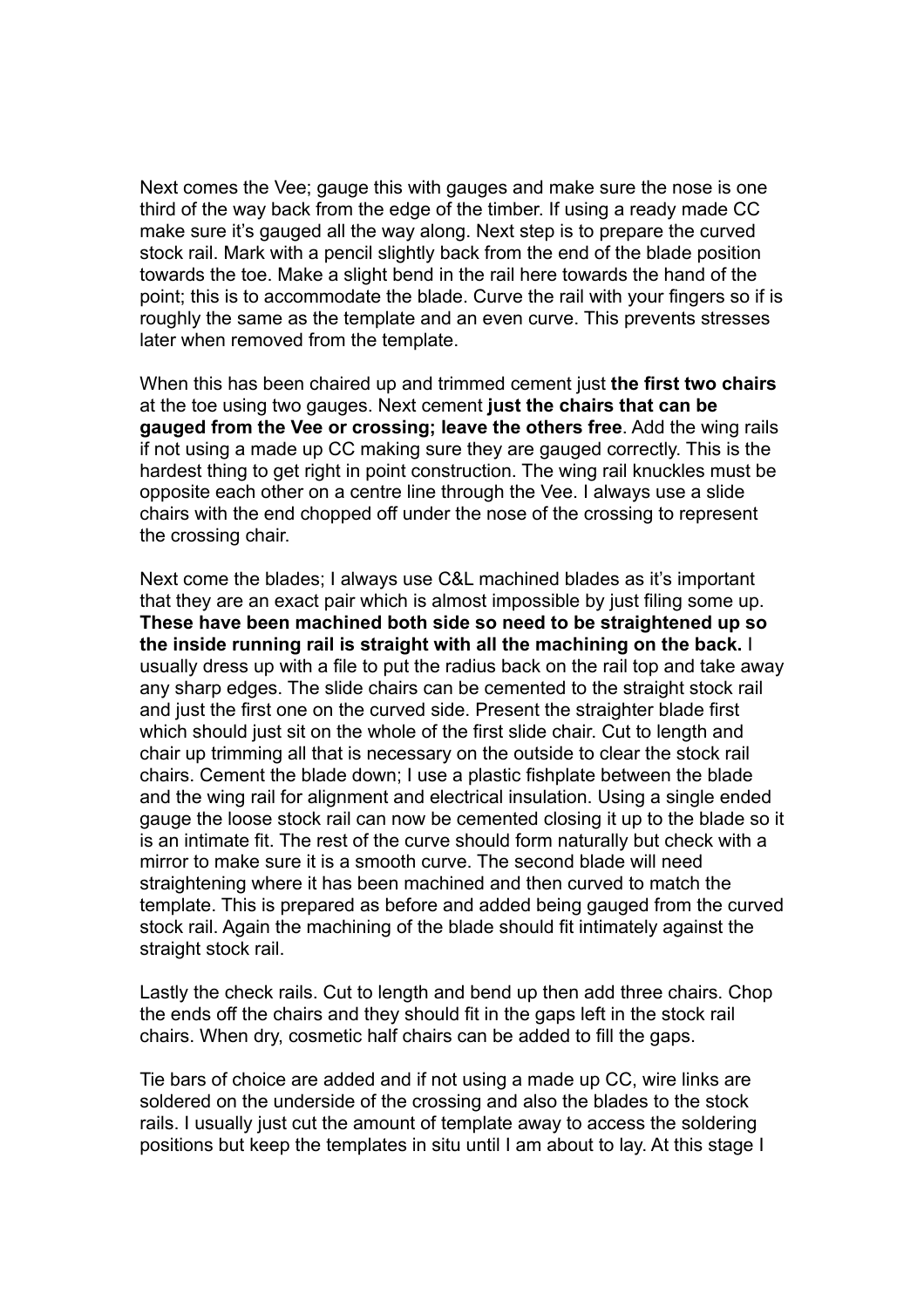Next comes the Vee; gauge this with gauges and make sure the nose is one third of the way back from the edge of the timber. If using a ready made CC make sure it's gauged all the way along. Next step is to prepare the curved stock rail. Mark with a pencil slightly back from the end of the blade position towards the toe. Make a slight bend in the rail here towards the hand of the point; this is to accommodate the blade. Curve the rail with your fingers so if is roughly the same as the template and an even curve. This prevents stresses later when removed from the template.

When this has been chaired up and trimmed cement just **the first two chairs** at the toe using two gauges. Next cement **just the chairs that can be gauged from the Vee or crossing; leave the others free**. Add the wing rails if not using a made up CC making sure they are gauged correctly. This is the hardest thing to get right in point construction. The wing rail knuckles must be opposite each other on a centre line through the Vee. I always use a slide chairs with the end chopped off under the nose of the crossing to represent the crossing chair.

Next come the blades; I always use C&L machined blades as it's important that they are an exact pair which is almost impossible by just filing some up. **These have been machined both side so need to be straightened up so the inside running rail is straight with all the machining on the back.** I usually dress up with a file to put the radius back on the rail top and take away any sharp edges. The slide chairs can be cemented to the straight stock rail and just the first one on the curved side. Present the straighter blade first which should just sit on the whole of the first slide chair. Cut to length and chair up trimming all that is necessary on the outside to clear the stock rail chairs. Cement the blade down; I use a plastic fishplate between the blade and the wing rail for alignment and electrical insulation. Using a single ended gauge the loose stock rail can now be cemented closing it up to the blade so it is an intimate fit. The rest of the curve should form naturally but check with a mirror to make sure it is a smooth curve. The second blade will need straightening where it has been machined and then curved to match the template. This is prepared as before and added being gauged from the curved stock rail. Again the machining of the blade should fit intimately against the straight stock rail.

Lastly the check rails. Cut to length and bend up then add three chairs. Chop the ends off the chairs and they should fit in the gaps left in the stock rail chairs. When dry, cosmetic half chairs can be added to fill the gaps.

Tie bars of choice are added and if not using a made up CC, wire links are soldered on the underside of the crossing and also the blades to the stock rails. I usually just cut the amount of template away to access the soldering positions but keep the templates in situ until I am about to lay. At this stage I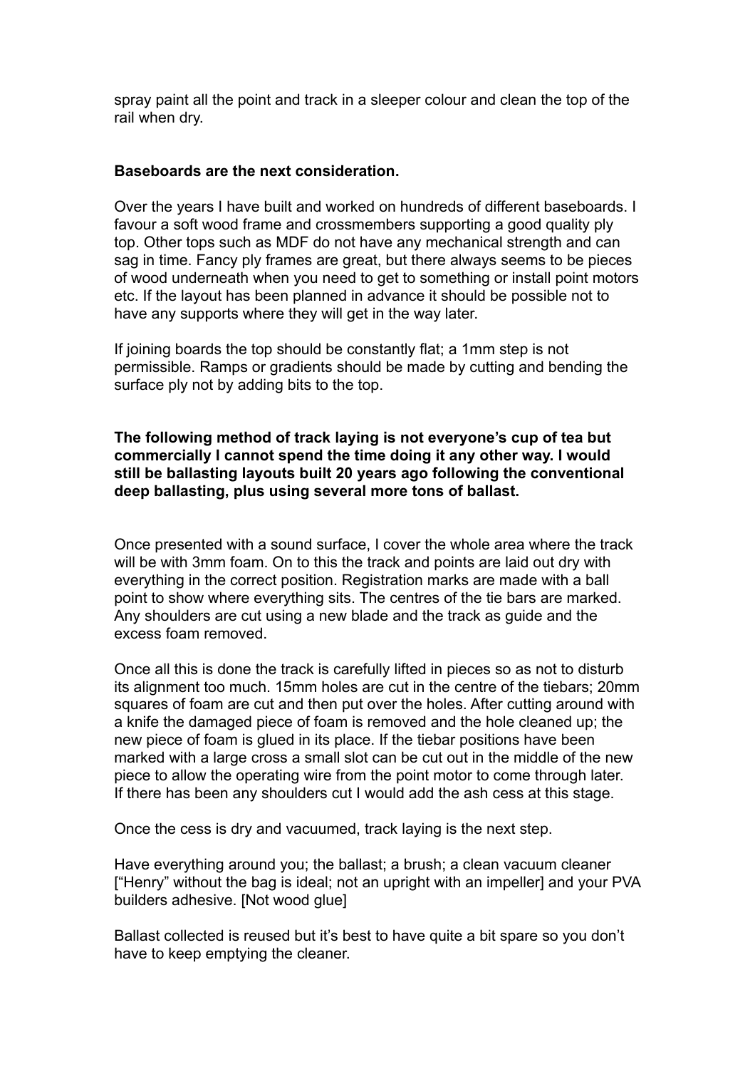spray paint all the point and track in a sleeper colour and clean the top of the rail when dry.

**Baseboards are the next consideration.**

Over the years I have built and worked on hundreds of different baseboards. I favour a soft wood frame and crossmembers supporting a good quality ply top. Other tops such as MDF do not have any mechanical strength and can sag in time. Fancy ply frames are great, but there always seems to be pieces of wood underneath when you need to get to something or install point motors etc. If the layout has been planned in advance it should be possible not to have any supports where they will get in the way later.

If joining boards the top should be constantly flat; a 1mm step is not permissible. Ramps or gradients should be made by cutting and bending the surface ply not by adding bits to the top.

**The following method of track laying is not everyone's cup of tea but commercially I cannot spend the time doing it any other way. I would still be ballasting layouts built 20 years ago following the conventional deep ballasting, plus using several more tons of ballast.**

Once presented with a sound surface, I cover the whole area where the track will be with 3mm foam. On to this the track and points are laid out dry with everything in the correct position. Registration marks are made with a ball point to show where everything sits. The centres of the tie bars are marked. Any shoulders are cut using a new blade and the track as guide and the excess foam removed.

Once all this is done the track is carefully lifted in pieces so as not to disturb its alignment too much. 15mm holes are cut in the centre of the tiebars; 20mm squares of foam are cut and then put over the holes. After cutting around with a knife the damaged piece of foam is removed and the hole cleaned up; the new piece of foam is glued in its place. If the tiebar positions have been marked with a large cross a small slot can be cut out in the middle of the new piece to allow the operating wire from the point motor to come through later. If there has been any shoulders cut I would add the ash cess at this stage.

Once the cess is dry and vacuumed, track laying is the next step.

Have everything around you; the ballast; a brush; a clean vacuum cleaner ["Henry" without the bag is ideal; not an upright with an impeller] and your PVA builders adhesive. [Not wood glue]

Ballast collected is reused but it's best to have quite a bit spare so you don't have to keep emptying the cleaner.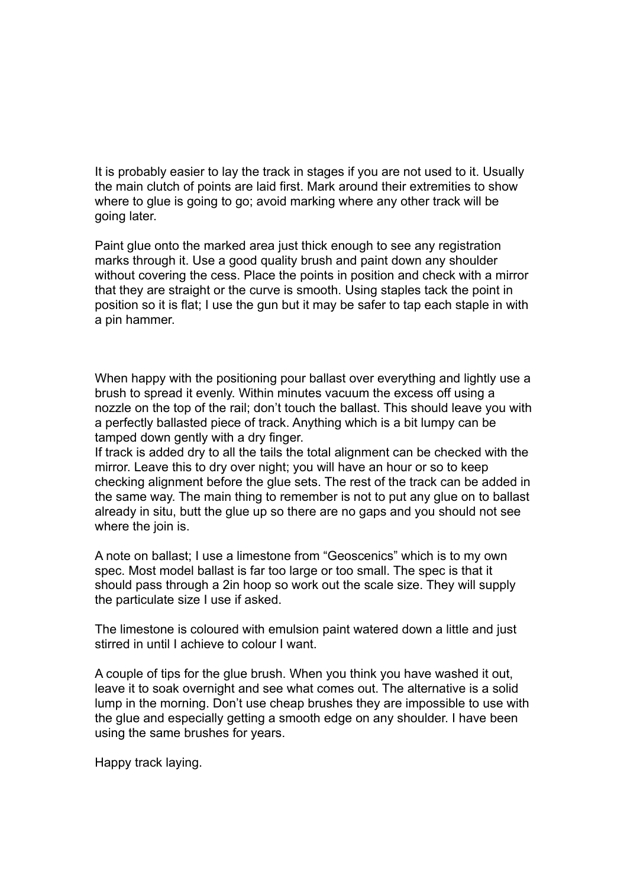It is probably easier to lay the track in stages if you are not used to it. Usually the main clutch of points are laid first. Mark around their extremities to show where to glue is going to go; avoid marking where any other track will be going later.

Paint glue onto the marked area just thick enough to see any registration marks through it. Use a good quality brush and paint down any shoulder without covering the cess. Place the points in position and check with a mirror that they are straight or the curve is smooth. Using staples tack the point in position so it is flat; I use the gun but it may be safer to tap each staple in with a pin hammer.

When happy with the positioning pour ballast over everything and lightly use a brush to spread it evenly. Within minutes vacuum the excess off using a nozzle on the top of the rail; don't touch the ballast. This should leave you with a perfectly ballasted piece of track. Anything which is a bit lumpy can be tamped down gently with a dry finger.
If track is added dry to all the tails the total alignment can be checked with the mirror. Leave this to dry over night; you will have an hour or so to keep checking alignment before the glue sets. The rest of the track can be added in the same way. The main thing to remember is not to put any glue on to ballast already in situ, butt the glue up so there are no gaps and you should not see where the join is.

A note on ballast; I use a limestone from "Geoscenics" which is to my own spec. Most model ballast is far too large or too small. The spec is that it should pass through a 2in hoop so work out the scale size. They will supply the particulate size I use if asked.

The limestone is coloured with emulsion paint watered down a little and just stirred in until I achieve to colour I want.

A couple of tips for the glue brush. When you think you have washed it out, leave it to soak overnight and see what comes out. The alternative is a solid lump in the morning. Don't use cheap brushes they are impossible to use with the glue and especially getting a smooth edge on any shoulder. I have been using the same brushes for years.

Happy track laying.